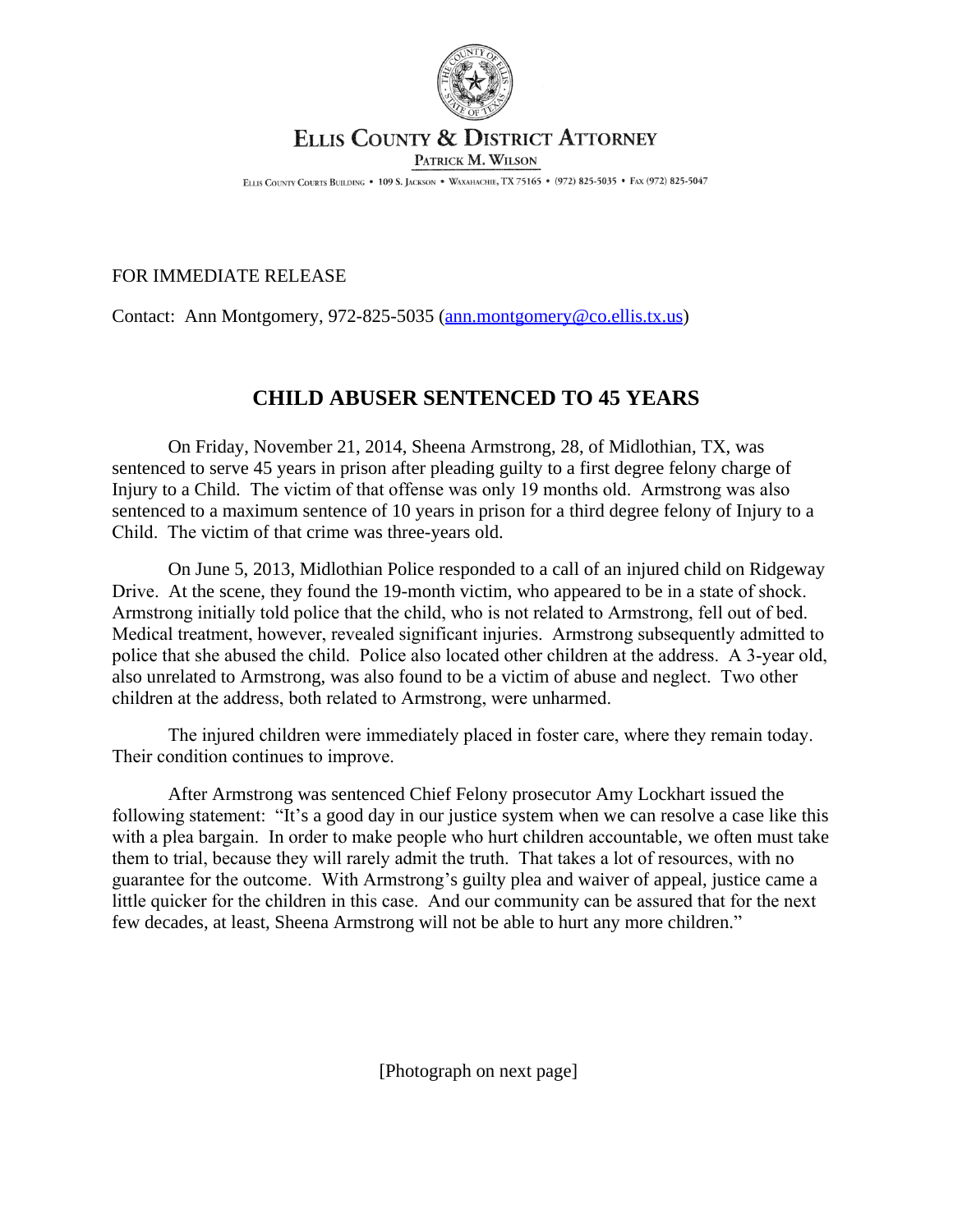ELLIS COUNTY & DISTRICT ATTORNEY

PATRICK M. WILSON

ELLIS COUNTY COURTS BUILDING • 109 S. JACKSON • WAXAHACHIE, TX 75165 • (972) 825-5035 • FAX (972) 825-5047

FOR IMMEDIATE RELEASE

Contact: Ann Montgomery, 972-825-5035 (ann.montgomery@co.ellis.tx.us)

# CHILD ABUSER SENTENCED TO 45 YEARS

On Friday, November 21, 2014, Sheena Armstrong, 28, of Midlothian, TX, was sentenced to serve 45 years in prison after pleading guilty to a first degree felony charge of Injury to a Child. The victim of that offense was only 19 months old. Armstrong was also sentenced to a maximum sentence of 10 years in prison for a third degree felony of Injury to a Child. The victim of that crime was three-years old.

On June 5, 2013, Midlothian Police responded to a call of an injured child on Ridgeway Drive. At the scene, they found the 19-month victim, who appeared to be in a state of shock. Armstrong initially told police that the child, who is not related to Armstrong, fell out of bed. Medical treatment, however, revealed significant injuries. Armstrong subsequently admitted to police that she abused the child. Police also located other children at the address. A 3-year old, also unrelated to Armstrong, was also found to be a victim of abuse and neglect. Two other children at the address, both related to Armstrong, were unharmed.

The injured children were immediately placed in foster care, where they remain today. Their condition continues to improve.

After Armstrong was sentenced Chief Felony prosecutor Amy Lockhart issued the following statement: "It's a good day in our justice system when we can resolve a case like this with a plea bargain. In order to make people who hurt children accountable, we often must take them to trial, because they will rarely admit the truth. That takes a lot of resources, with no guarantee for the outcome. With Armstrong's guilty plea and waiver of appeal, justice came a little quicker for the children in this case. And our community can be assured that for the next few decades, at least, Sheena Armstrong will not be able to hurt any more children."

[Photograph on next page]